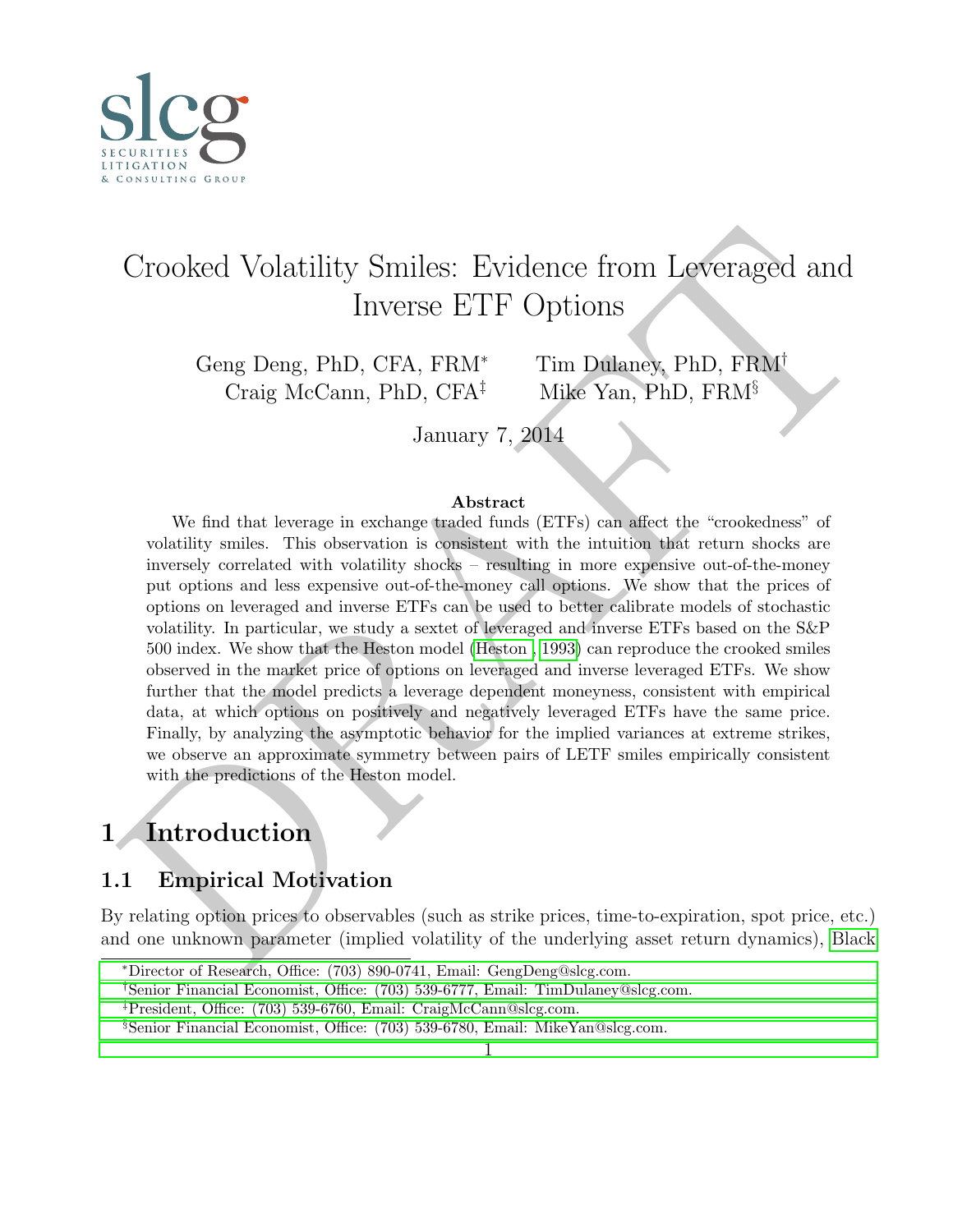# Crooked Volatility Smiles: Evidence from Leveraged and Inverse ETF Options

Geng Deng, PhD, CFA, FRM[*] Tim Dulaney, PhD, FRM[†]
Craig McCann, PhD, CFA[‡] Mike Yan, PhD, FRM[§]

January 7, 2014

**Abstract**

We find that leverage in exchange traded funds (ETFs) can affect the "crookedness" of volatility smiles. This observation is consistent with the intuition that return shocks are inversely correlated with volatility shocks – resulting in more expensive out-of-the-money put options and less expensive out-of-the-money call options. We show that the prices of options on leveraged and inverse ETFs can be used to better calibrate models of stochastic volatility. In particular, we study a sextet of leveraged and inverse ETFs based on the S&P 500 index. We show that the Heston model (Heston , 1993) can reproduce the crooked smiles observed in the market price of options on leveraged and inverse leveraged ETFs. We show further that the model predicts a leverage dependent moneyness, consistent with empirical data, at which options on positively and negatively leveraged ETFs have the same price. Finally, by analyzing the asymptotic behavior for the implied variances at extreme strikes, we observe an approximate symmetry between pairs of LETF smiles empirically consistent with the predictions of the Heston model.

## 1 Introduction

### 1.1 Empirical Motivation

By relating option prices to observables (such as strike prices, time-to-expiration, spot price, etc.) and one unknown parameter (implied volatility of the underlying asset return dynamics), Black

---

[*] Director of Research, Office: (703) 890-0741, Email: GengDeng@slcg.com.

[†] Senior Financial Economist, Office: (703) 539-6777, Email: TimDulaney@slcg.com.

[‡] President, Office: (703) 539-6760, Email: CraigMcCann@slcg.com.

[§] Senior Financial Economist, Office: (703) 539-6780, Email: MikeYan@slcg.com.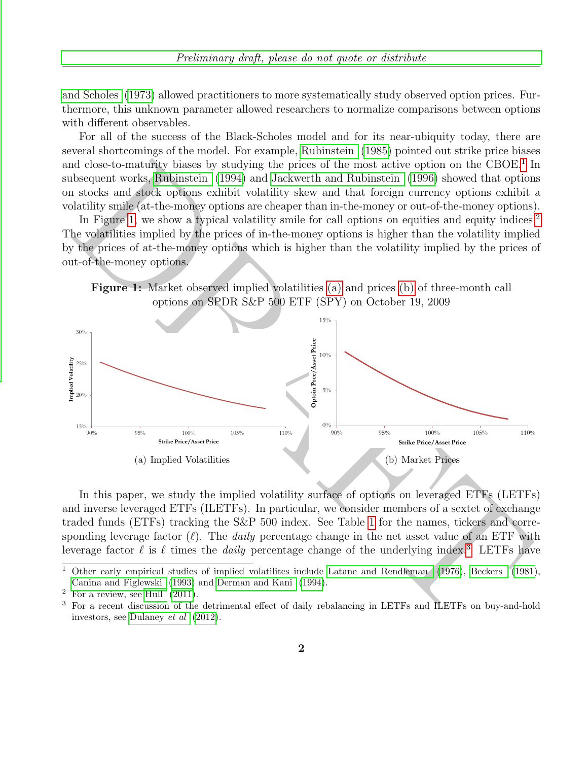and Scholes (1973) allowed practitioners to more systematically study observed option prices. Furthermore, this unknown parameter allowed researchers to normalize comparisons between options with different observables.

For all of the success of the Black-Scholes model and for its near-ubiquity today, there are several shortcomings of the model. For example, Rubinstein (1985) pointed out strike price biases and close-to-maturity biases by studying the prices of the most active option on the CBOE.[1] In subsequent works, Rubinstein (1994) and Jackwerth and Rubinstein (1996) showed that options on stocks and stock options exhibit volatility skew and that foreign currency options exhibit a volatility smile (at-the-money options are cheaper than in-the-money or out-of-the-money options).

In Figure 1, we show a typical volatility smile for call options on equities and equity indices.[2] The volatilities implied by the prices of in-the-money options is higher than the volatility implied by the prices of at-the-money options which is higher than the volatility implied by the prices of out-of-the-money options.

**Figure 1:** Market observed implied volatilities (a) and prices (b) of three-month call options on SPDR S&P 500 ETF (SPY) on October 19, 2009

(a) Implied Volatilities

(b) Market Prices

In this paper, we study the implied volatility surface of options on leveraged ETFs (LETFs) and inverse leveraged ETFs (ILETFs). In particular, we consider members of a sextet of exchange traded funds (ETFs) tracking the S&P 500 index. See Table 1 for the names, tickers and corresponding leverage factor ($\ell$). The *daily* percentage change in the net asset value of an ETF with leverage factor $\ell$ is $\ell$ times the *daily* percentage change of the underlying index.[3] LETFs have

[1] Other early empirical studies of implied volatilites include Latane and Rendleman (1976), Beckers (1981), Canina and Figlewski (1993) and Derman and Kani (1994).

[2] For a review, see Hull (2011).

[3] For a recent discussion of the detrimental effect of daily rebalancing in LETFs and ILETFs on buy-and-hold investors, see Dulaney *et al* (2012).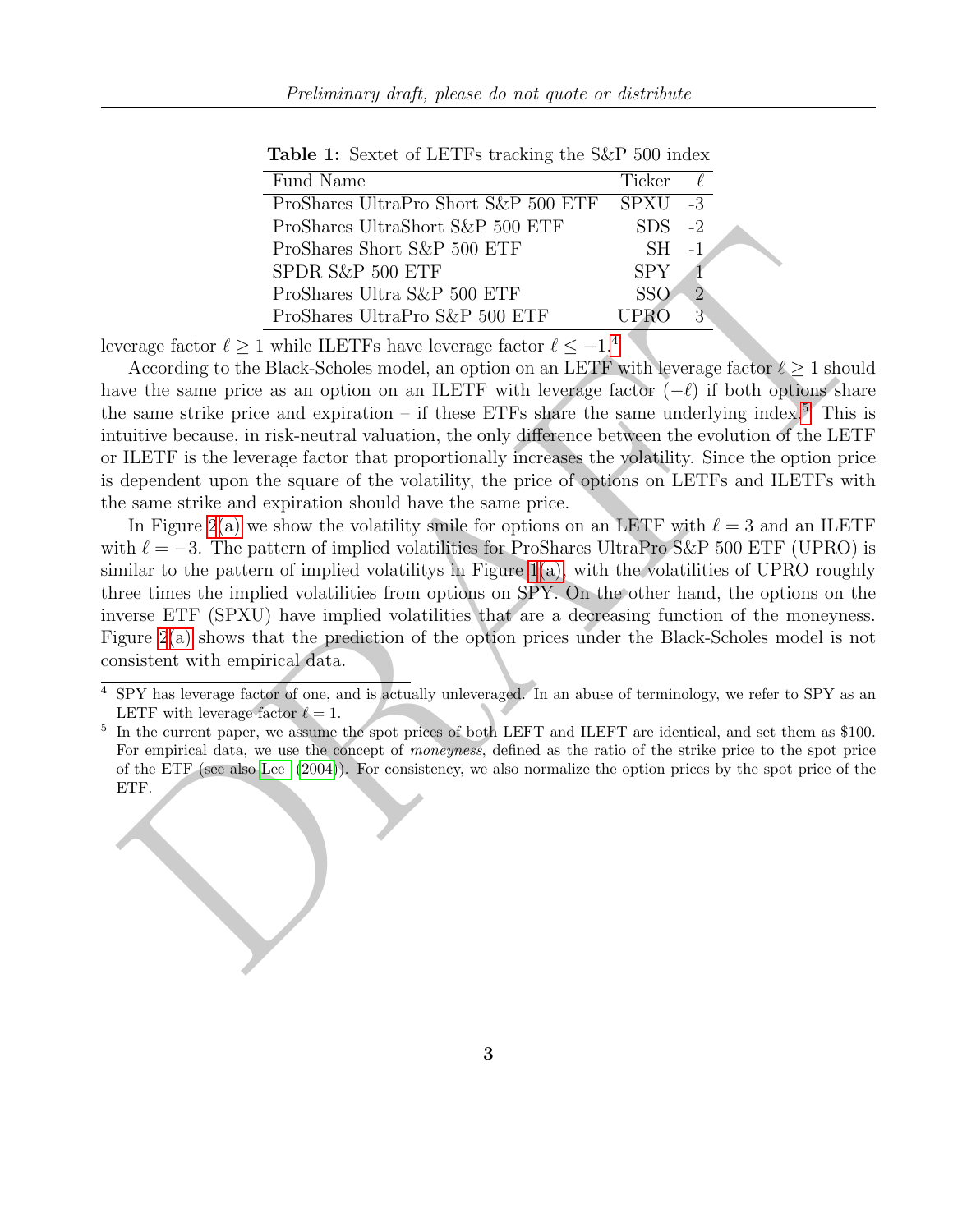**Table 1:** Sextet of LETFs tracking the S&P 500 index

| Fund Name | Ticker | $\ell$ |
|---|---|---|
| ProShares UltraPro Short S&P 500 ETF | SPXU | -3 |
| ProShares UltraShort S&P 500 ETF | SDS | -2 |
| ProShares Short S&P 500 ETF | SH | -1 |
| SPDR S&P 500 ETF | SPY | 1 |
| ProShares Ultra S&P 500 ETF | SSO | 2 |
| ProShares UltraPro S&P 500 ETF | UPRO | 3 |

leverage factor $\ell \geq 1$ while ILETFs have leverage factor $\ell \leq -1$.[4]

According to the Black-Scholes model, an option on an LETF with leverage factor $\ell \geq 1$ should have the same price as an option on an ILETF with leverage factor $(-\ell)$ if both options share the same strike price and expiration – if these ETFs share the same underlying index.[5] This is intuitive because, in risk-neutral valuation, the only difference between the evolution of the LETF or ILETF is the leverage factor that proportionally increases the volatility. Since the option price is dependent upon the square of the volatility, the price of options on LETFs and ILETFs with the same strike and expiration should have the same price.

In Figure 2(a) we show the volatility smile for options on an LETF with $\ell = 3$ and an ILETF with $\ell = -3$. The pattern of implied volatilities for ProShares UltraPro S&P 500 ETF (UPRO) is similar to the pattern of implied volatilitys in Figure 1(a), with the volatilities of UPRO roughly three times the implied volatilities from options on SPY. On the other hand, the options on the inverse ETF (SPXU) have implied volatilities that are a decreasing function of the moneyness. Figure 2(a) shows that the prediction of the option prices under the Black-Scholes model is not consistent with empirical data.

[4] SPY has leverage factor of one, and is actually unleveraged. In an abuse of terminology, we refer to SPY as an LETF with leverage factor $\ell = 1$.

[5] In the current paper, we assume the spot prices of both LEFT and ILEFT are identical, and set them as $100. For empirical data, we use the concept of *moneyness*, defined as the ratio of the strike price to the spot price of the ETF (see also Lee (2004)). For consistency, we also normalize the option prices by the spot price of the ETF.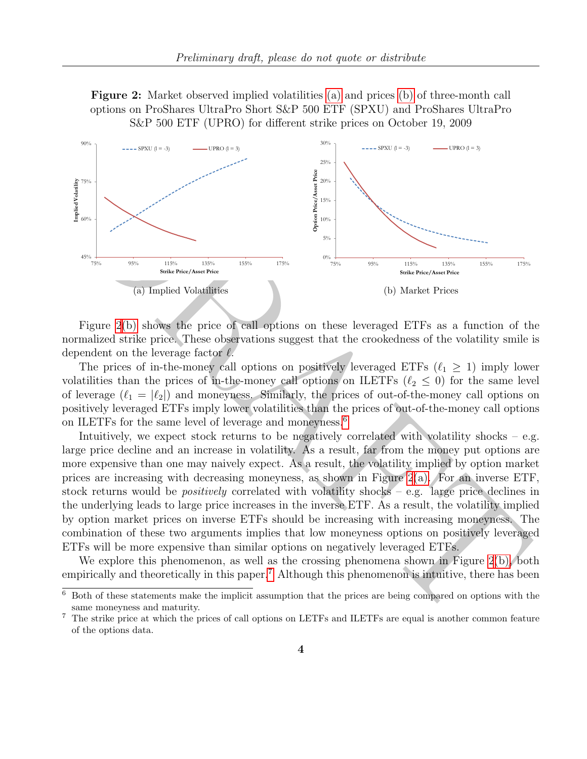**Figure 2:** Market observed implied volatilities (a) and prices (b) of three-month call options on ProShares UltraPro Short S&P 500 ETF (SPXU) and ProShares UltraPro S&P 500 ETF (UPRO) for different strike prices on October 19, 2009

(a) Implied Volatilities

(b) Market Prices

Figure 2(b) shows the price of call options on these leveraged ETFs as a function of the normalized strike price. These observations suggest that the crookedness of the volatility smile is dependent on the leverage factor $\ell$.

The prices of in-the-money call options on positively leveraged ETFs ($\ell_1 \geq 1$) imply lower volatilities than the prices of in-the-money call options on ILETFs ($\ell_2 \leq 0$) for the same level of leverage ($\ell_1 = |\ell_2|$) and moneyness. Similarly, the prices of out-of-the-money call options on positively leveraged ETFs imply lower volatilities than the prices of out-of-the-money call options on ILETFs for the same level of leverage and moneyness.[6]

Intuitively, we expect stock returns to be negatively correlated with volatility shocks – e.g. large price decline and an increase in volatility. As a result, far from the money put options are more expensive than one may naively expect. As a result, the volatility implied by option market prices are increasing with decreasing moneyness, as shown in Figure 2(a). For an inverse ETF, stock returns would be *positively* correlated with volatility shocks – e.g. large price declines in the underlying leads to large price increases in the inverse ETF. As a result, the volatility implied by option market prices on inverse ETFs should be increasing with increasing moneyness. The combination of these two arguments implies that low moneyness options on positively leveraged ETFs will be more expensive than similar options on negatively leveraged ETFs.

We explore this phenomenon, as well as the crossing phenomena shown in Figure 2(b), both empirically and theoretically in this paper.[7] Although this phenomenon is intuitive, there has been

---

[6] Both of these statements make the implicit assumption that the prices are being compared on options with the same moneyness and maturity.

[7] The strike price at which the prices of call options on LETFs and ILETFs are equal is another common feature of the options data.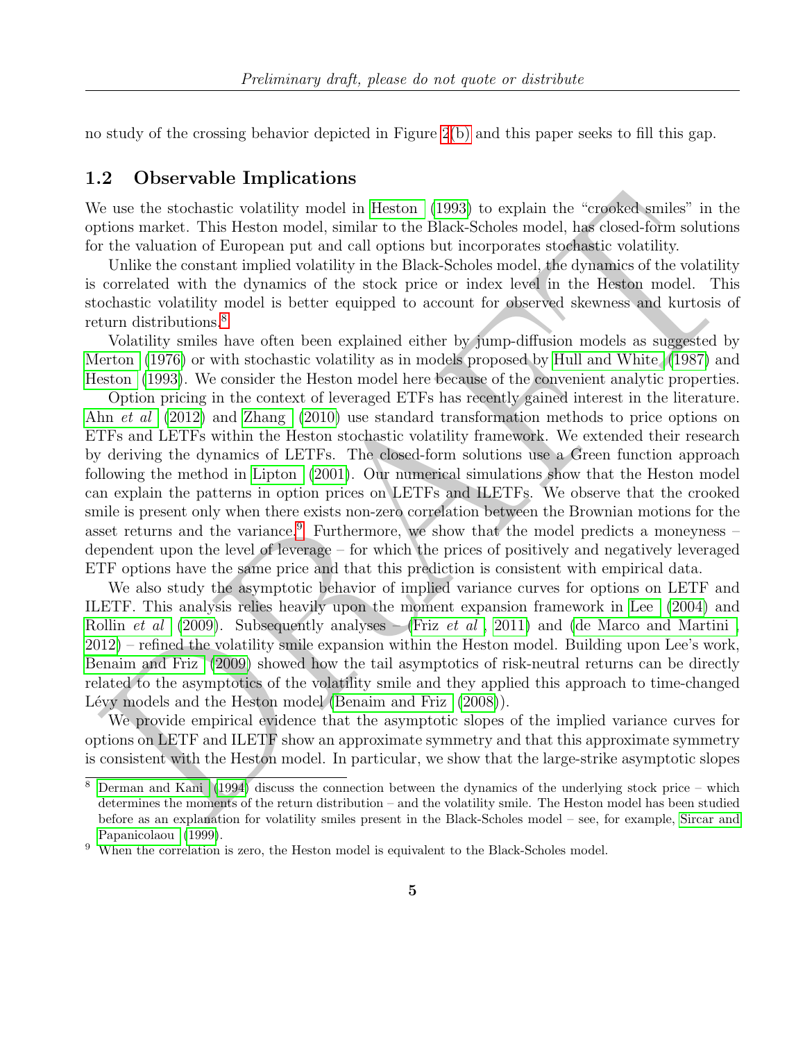no study of the crossing behavior depicted in Figure 2(b) and this paper seeks to fill this gap.

## 1.2 Observable Implications

We use the stochastic volatility model in Heston (1993) to explain the "crooked smiles" in the options market. This Heston model, similar to the Black-Scholes model, has closed-form solutions for the valuation of European put and call options but incorporates stochastic volatility.

Unlike the constant implied volatility in the Black-Scholes model, the dynamics of the volatility is correlated with the dynamics of the stock price or index level in the Heston model. This stochastic volatility model is better equipped to account for observed skewness and kurtosis of return distributions.[8]

Volatility smiles have often been explained either by jump-diffusion models as suggested by Merton (1976) or with stochastic volatility as in models proposed by Hull and White (1987) and Heston (1993). We consider the Heston model here because of the convenient analytic properties.

Option pricing in the context of leveraged ETFs has recently gained interest in the literature. Ahn *et al* (2012) and Zhang (2010) use standard transformation methods to price options on ETFs and LETFs within the Heston stochastic volatility framework. We extended their research by deriving the dynamics of LETFs. The closed-form solutions use a Green function approach following the method in Lipton (2001). Our numerical simulations show that the Heston model can explain the patterns in option prices on LETFs and ILETFs. We observe that the crooked smile is present only when there exists non-zero correlation between the Brownian motions for the asset returns and the variance.[9] Furthermore, we show that the model predicts a moneyness – dependent upon the level of leverage – for which the prices of positively and negatively leveraged ETF options have the same price and that this prediction is consistent with empirical data.

We also study the asymptotic behavior of implied variance curves for options on LETF and ILETF. This analysis relies heavily upon the moment expansion framework in Lee (2004) and Rollin *et al* (2009). Subsequently analyses – (Friz *et al*, 2011) and (de Marco and Martini, 2012) – refined the volatility smile expansion within the Heston model. Building upon Lee's work, Benaim and Friz (2009) showed how the tail asymptotics of risk-neutral returns can be directly related to the asymptotics of the volatility smile and they applied this approach to time-changed Lévy models and the Heston model (Benaim and Friz (2008)).

We provide empirical evidence that the asymptotic slopes of the implied variance curves for options on LETF and ILETF show an approximate symmetry and that this approximate symmetry is consistent with the Heston model. In particular, we show that the large-strike asymptotic slopes

---

[8] Derman and Kani (1994) discuss the connection between the dynamics of the underlying stock price – which determines the moments of the return distribution – and the volatility smile. The Heston model has been studied before as an explanation for volatility smiles present in the Black-Scholes model – see, for example, Sircar and Papanicolaou (1999).

[9] When the correlation is zero, the Heston model is equivalent to the Black-Scholes model.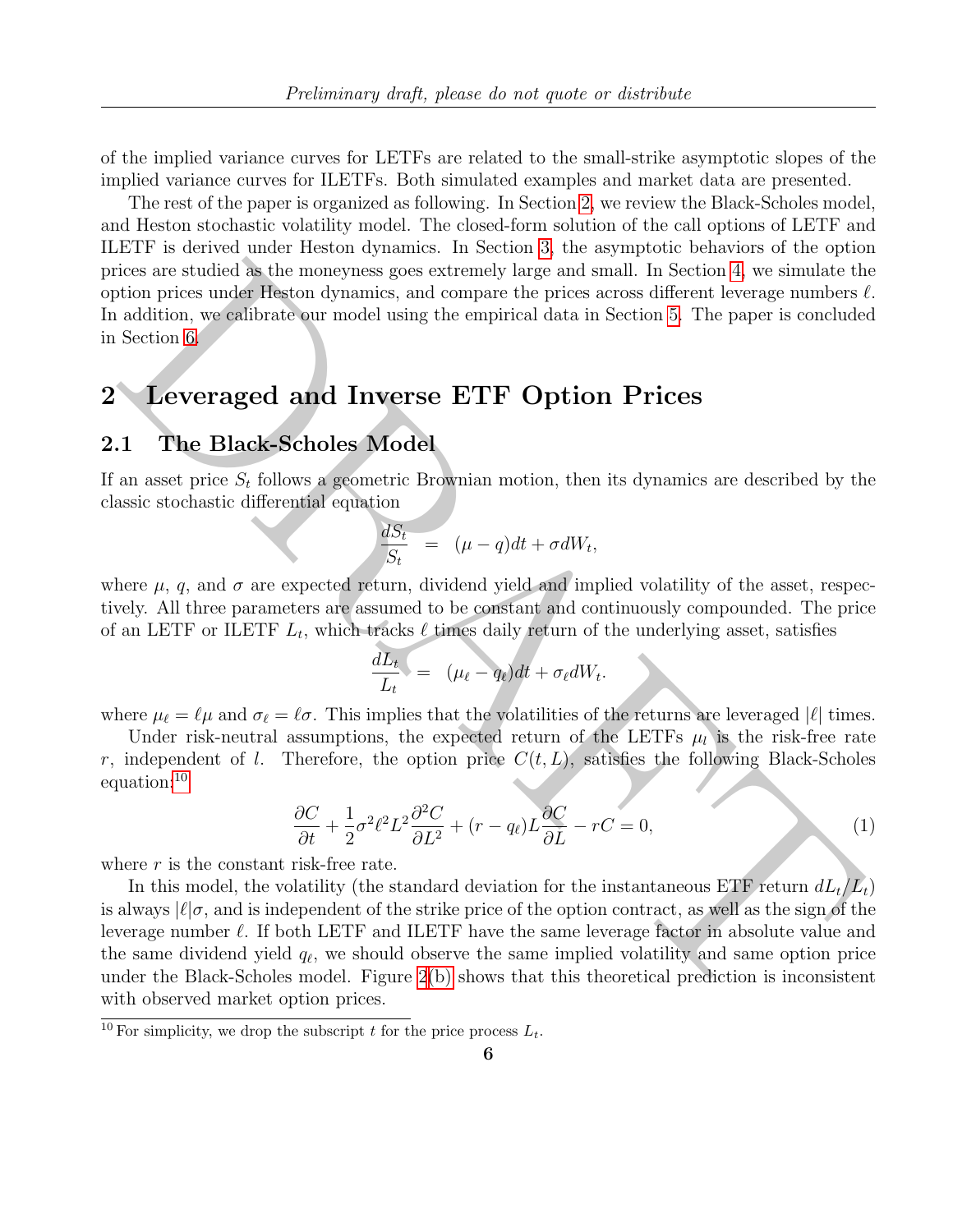of the implied variance curves for LETFs are related to the small-strike asymptotic slopes of the implied variance curves for ILETFs. Both simulated examples and market data are presented.

The rest of the paper is organized as following. In Section 2, we review the Black-Scholes model, and Heston stochastic volatility model. The closed-form solution of the call options of LETF and ILETF is derived under Heston dynamics. In Section 3, the asymptotic behaviors of the option prices are studied as the moneyness goes extremely large and small. In Section 4, we simulate the option prices under Heston dynamics, and compare the prices across different leverage numbers $\ell$. In addition, we calibrate our model using the empirical data in Section 5. The paper is concluded in Section 6.

# 2 Leveraged and Inverse ETF Option Prices

## 2.1 The Black-Scholes Model

If an asset price $S_t$ follows a geometric Brownian motion, then its dynamics are described by the classic stochastic differential equation

$$\frac{dS_t}{S_t} \;=\; (\mu - q)dt + \sigma dW_t,$$

where $\mu$, $q$, and $\sigma$ are expected return, dividend yield and implied volatility of the asset, respectively. All three parameters are assumed to be constant and continuously compounded. The price of an LETF or ILETF $L_t$, which tracks $\ell$ times daily return of the underlying asset, satisfies

$$\frac{dL_t}{L_t} \;=\; (\mu_\ell - q_\ell)dt + \sigma_\ell dW_t.$$

where $\mu_\ell = \ell\mu$ and $\sigma_\ell = \ell\sigma$. This implies that the volatilities of the returns are leveraged $|\ell|$ times.

Under risk-neutral assumptions, the expected return of the LETFs $\mu_l$ is the risk-free rate $r$, independent of $l$. Therefore, the option price $C(t, L)$, satisfies the following Black-Scholes equation:[10]

$$\frac{\partial C}{\partial t} + \frac{1}{2}\sigma^2\ell^2 L^2 \frac{\partial^2 C}{\partial L^2} + (r - q_\ell)L\frac{\partial C}{\partial L} - rC = 0, \tag{1}$$

where $r$ is the constant risk-free rate.

In this model, the volatility (the standard deviation for the instantaneous ETF return $dL_t/L_t$) is always $|\ell|\sigma$, and is independent of the strike price of the option contract, as well as the sign of the leverage number $\ell$. If both LETF and ILETF have the same leverage factor in absolute value and the same dividend yield $q_\ell$, we should observe the same implied volatility and same option price under the Black-Scholes model. Figure 2(b) shows that this theoretical prediction is inconsistent with observed market option prices.

[10] For simplicity, we drop the subscript $t$ for the price process $L_t$.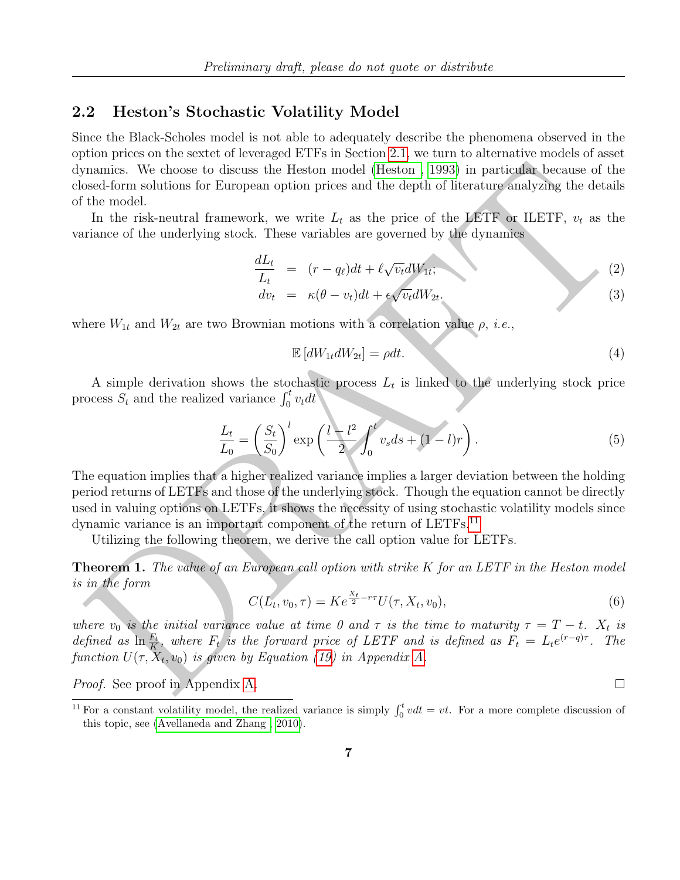## 2.2 Heston's Stochastic Volatility Model

Since the Black-Scholes model is not able to adequately describe the phenomena observed in the option prices on the sextet of leveraged ETFs in Section 2.1, we turn to alternative models of asset dynamics. We choose to discuss the Heston model (Heston , 1993) in particular because of the closed-form solutions for European option prices and the depth of literature analyzing the details of the model.

In the risk-neutral framework, we write $L_t$ as the price of the LETF or ILETF, $v_t$ as the variance of the underlying stock. These variables are governed by the dynamics

$$\frac{dL_t}{L_t} = (r - q_\ell)dt + \ell\sqrt{v_t}dW_{1t}; \tag{2}$$

$$dv_t = \kappa(\theta - v_t)dt + \epsilon\sqrt{v_t}dW_{2t}. \tag{3}$$

where $W_{1t}$ and $W_{2t}$ are two Brownian motions with a correlation value $\rho$, *i.e.*,

$$\mathbb{E}\left[dW_{1t}dW_{2t}\right] = \rho dt. \tag{4}$$

A simple derivation shows the stochastic process $L_t$ is linked to the underlying stock price process $S_t$ and the realized variance $\int_0^t v_t dt$

$$\frac{L_t}{L_0} = \left(\frac{S_t}{S_0}\right)^l \exp\left(\frac{l - l^2}{2}\int_0^t v_s ds + (1-l)r\right). \tag{5}$$

The equation implies that a higher realized variance implies a larger deviation between the holding period returns of LETFs and those of the underlying stock. Though the equation cannot be directly used in valuing options on LETFs, it shows the necessity of using stochastic volatility models since dynamic variance is an important component of the return of LETFs.[11]

Utilizing the following theorem, we derive the call option value for LETFs.

**Theorem 1.** *The value of an European call option with strike $K$ for an LETF in the Heston model is in the form*

$$C(L_t, v_0, \tau) = Ke^{\frac{X_t}{2} - r\tau}U(\tau, X_t, v_0), \tag{6}$$

*where $v_0$ is the initial variance value at time 0 and $\tau$ is the time to maturity $\tau = T - t$. $X_t$ is defined as $\ln\frac{F_t}{K}$, where $F_t$ is the forward price of LETF and is defined as $F_t = L_t e^{(r-q)\tau}$. The function $U(\tau, X_t, v_0)$ is given by Equation (19) in Appendix A.*

*Proof.* See proof in Appendix A. □

[11] For a constant volatility model, the realized variance is simply $\int_0^t v dt = vt$. For a more complete discussion of this topic, see (Avellaneda and Zhang , 2010).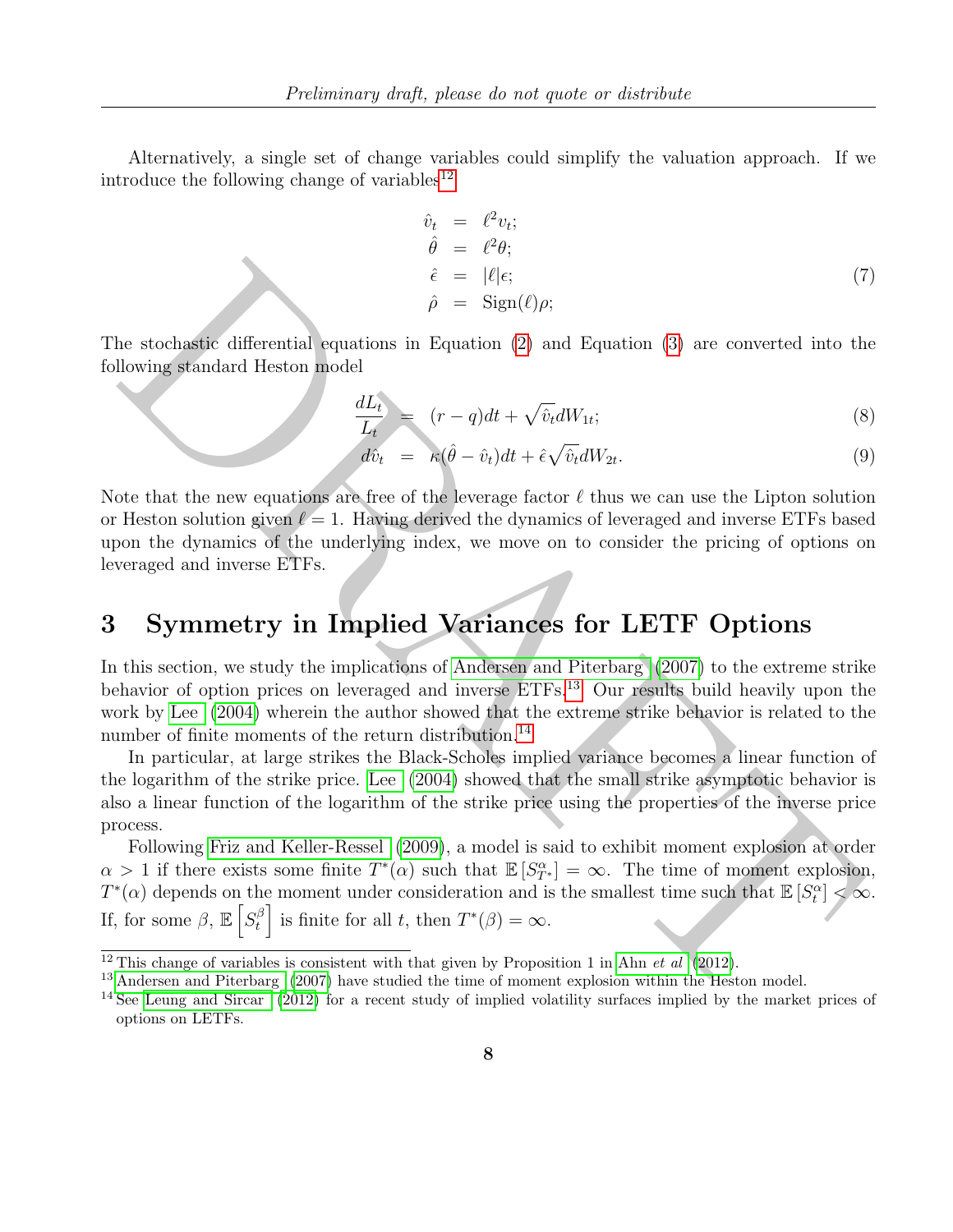Alternatively, a single set of change variables could simplify the valuation approach. If we introduce the following change of variables[12]

$$
\begin{aligned}
\hat{v}_t &= \ell^2 v_t; \\
\hat{\theta} &= \ell^2 \theta; \\
\hat{\epsilon} &= |\ell| \epsilon; \\
\hat{\rho} &= \text{Sign}(\ell)\rho;
\end{aligned}
\tag{7}
$$

The stochastic differential equations in Equation (2) and Equation (3) are converted into the following standard Heston model

$$
\frac{dL_t}{L_t} = (r-q)dt + \sqrt{\hat{v}_t}dW_{1t}; \tag{8}
$$

$$
d\hat{v}_t = \kappa(\hat{\theta} - \hat{v}_t)dt + \hat{\epsilon}\sqrt{\hat{v}_t}dW_{2t}. \tag{9}
$$

Note that the new equations are free of the leverage factor $\ell$ thus we can use the Lipton solution or Heston solution given $\ell = 1$. Having derived the dynamics of leveraged and inverse ETFs based upon the dynamics of the underlying index, we move on to consider the pricing of options on leveraged and inverse ETFs.

# 3 Symmetry in Implied Variances for LETF Options

In this section, we study the implications of Andersen and Piterbarg (2007) to the extreme strike behavior of option prices on leveraged and inverse ETFs.[13] Our results build heavily upon the work by Lee (2004) wherein the author showed that the extreme strike behavior is related to the number of finite moments of the return distribution.[14]

In particular, at large strikes the Black-Scholes implied variance becomes a linear function of the logarithm of the strike price. Lee (2004) showed that the small strike asymptotic behavior is also a linear function of the logarithm of the strike price using the properties of the inverse price process.

Following Friz and Keller-Ressel (2009), a model is said to exhibit moment explosion at order $\alpha > 1$ if there exists some finite $T^*(\alpha)$ such that $\mathbb{E}\left[S^{\alpha}_{T^*}\right] = \infty$. The time of moment explosion, $T^*(\alpha)$ depends on the moment under consideration and is the smallest time such that $\mathbb{E}\left[S^{\alpha}_{t}\right] < \infty$. If, for some $\beta$, $\mathbb{E}\left[S^{\beta}_{t}\right]$ is finite for all $t$, then $T^*(\beta) = \infty$.

---

[12] This change of variables is consistent with that given by Proposition 1 in Ahn *et al* (2012).

[13] Andersen and Piterbarg (2007) have studied the time of moment explosion within the Heston model.

[14] See Leung and Sircar (2012) for a recent study of implied volatility surfaces implied by the market prices of options on LETFs.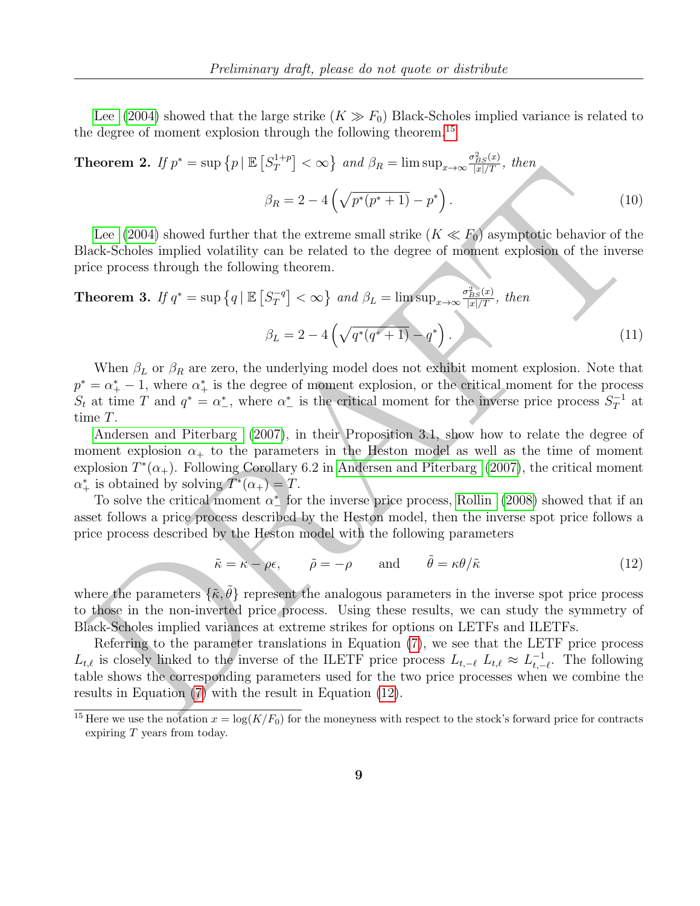Lee (2004) showed that the large strike ($K \gg F_0$) Black-Scholes implied variance is related to the degree of moment explosion through the following theorem.[15]

**Theorem 2.** *If* $p^* = \sup\left\{p \,|\, \mathbb{E}\left[S_T^{1+p}\right] < \infty\right\}$ *and* $\beta_R = \limsup_{x\to\infty} \frac{\sigma^2_{BS}(x)}{|x|/T}$*, then*

$$\beta_R = 2 - 4\left(\sqrt{p^*(p^*+1)} - p^*\right). \tag{10}$$

Lee (2004) showed further that the extreme small strike ($K \ll F_0$) asymptotic behavior of the Black-Scholes implied volatility can be related to the degree of moment explosion of the inverse price process through the following theorem.

**Theorem 3.** *If* $q^* = \sup\left\{q \,|\, \mathbb{E}\left[S_T^{-q}\right] < \infty\right\}$ *and* $\beta_L = \limsup_{x\to\infty} \frac{\sigma^2_{BS}(x)}{|x|/T}$*, then*

$$\beta_L = 2 - 4\left(\sqrt{q^*(q^*+1)} - q^*\right). \tag{11}$$

When $\beta_L$ or $\beta_R$ are zero, the underlying model does not exhibit moment explosion. Note that $p^* = \alpha^*_+ - 1$, where $\alpha^*_+$ is the degree of moment explosion, or the critical moment for the process $S_t$ at time $T$ and $q^* = \alpha^*_-$, where $\alpha^*_-$ is the critical moment for the inverse price process $S_T^{-1}$ at time $T$.

Andersen and Piterbarg (2007), in their Proposition 3.1, show how to relate the degree of moment explosion $\alpha_+$ to the parameters in the Heston model as well as the time of moment explosion $T^*(\alpha_+)$. Following Corollary 6.2 in Andersen and Piterbarg (2007), the critical moment $\alpha^*_+$ is obtained by solving $T^*(\alpha_+) = T$.

To solve the critical moment $\alpha^*_-$ for the inverse price process, Rollin (2008) showed that if an asset follows a price process described by the Heston model, then the inverse spot price follows a price process described by the Heston model with the following parameters

$$\tilde{\kappa} = \kappa - \rho\epsilon, \qquad \tilde{\rho} = -\rho \qquad \text{and} \qquad \tilde{\theta} = \kappa\theta/\tilde{\kappa} \tag{12}$$

where the parameters $\{\tilde{\kappa}, \tilde{\theta}\}$ represent the analogous parameters in the inverse spot price process to those in the non-inverted price process. Using these results, we can study the symmetry of Black-Scholes implied variances at extreme strikes for options on LETFs and ILETFs.

Referring to the parameter translations in Equation (7), we see that the LETF price process $L_{t,\ell}$ is closely linked to the inverse of the ILETF price process $L_{t,-\ell}$ $L_{t,\ell} \approx L^{-1}_{t,-\ell}$. The following table shows the corresponding parameters used for the two price processes when we combine the results in Equation (7) with the result in Equation (12).

[15] Here we use the notation $x = \log(K/F_0)$ for the moneyness with respect to the stock's forward price for contracts expiring $T$ years from today.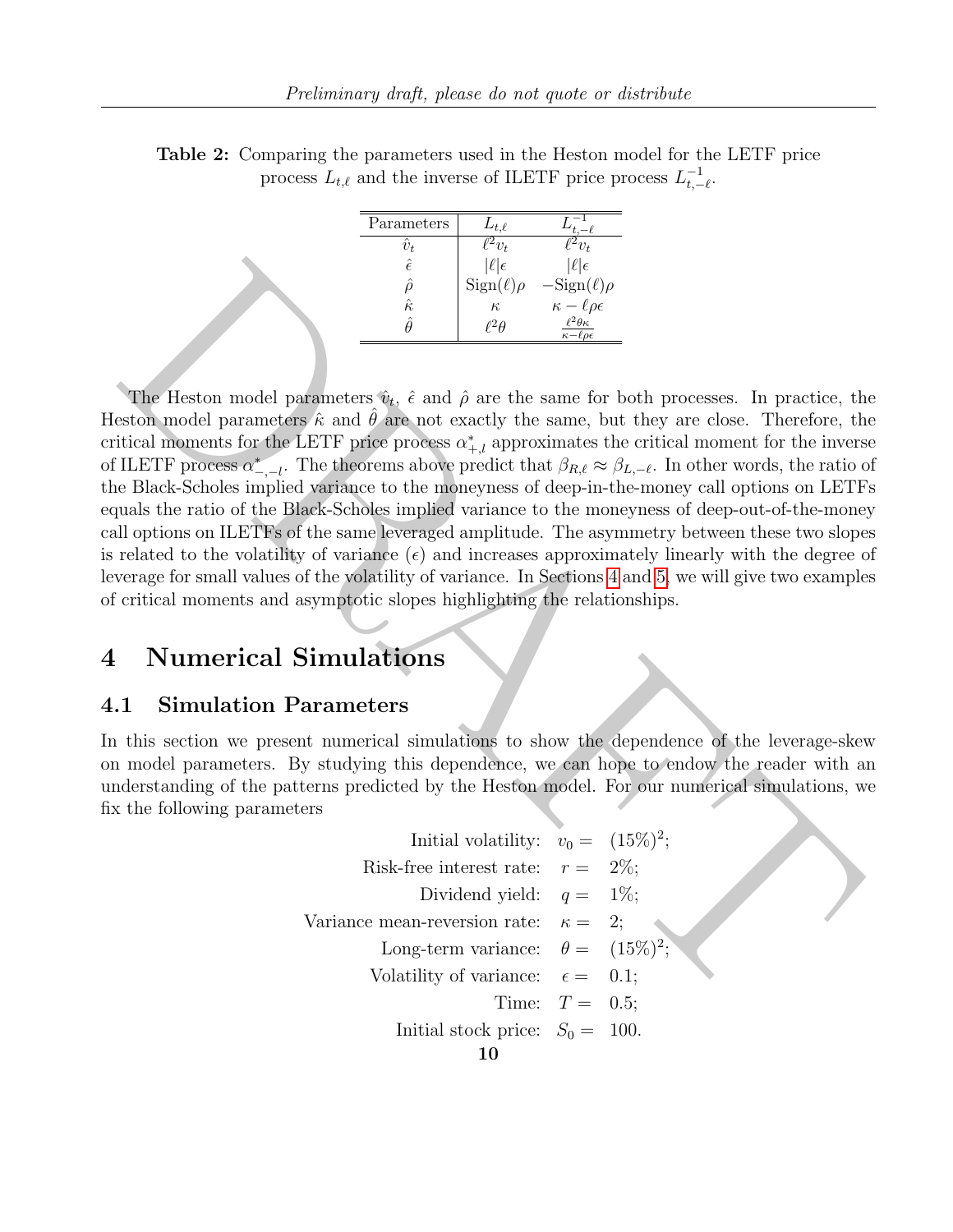**Table 2:** Comparing the parameters used in the Heston model for the LETF price process $L_{t,\ell}$ and the inverse of ILETF price process $L_{t,-\ell}^{-1}$.

| Parameters | $L_{t,\ell}$ | $L_{t,-\ell}^{-1}$ |
|---|---|---|
| $\hat{v}_t$ | $\ell^2 v_t$ | $\ell^2 v_t$ |
| $\hat{\epsilon}$ | $\lvert\ell\rvert\epsilon$ | $\lvert\ell\rvert\epsilon$ |
| $\hat{\rho}$ | $\text{Sign}(\ell)\rho$ | $-\text{Sign}(\ell)\rho$ |
| $\hat{\kappa}$ | $\kappa$ | $\kappa - \ell\rho\epsilon$ |
| $\hat{\theta}$ | $\ell^2\theta$ | $\frac{\ell^2\theta\kappa}{\kappa-\ell\rho\epsilon}$ |

The Heston model parameters $\hat{v}_t$, $\hat{\epsilon}$ and $\hat{\rho}$ are the same for both processes. In practice, the Heston model parameters $\hat{\kappa}$ and $\hat{\theta}$ are not exactly the same, but they are close. Therefore, the critical moments for the LETF price process $\alpha^*_{+,l}$ approximates the critical moment for the inverse of ILETF process $\alpha^*_{-,-l}$. The theorems above predict that $\beta_{R,\ell} \approx \beta_{L,-\ell}$. In other words, the ratio of the Black-Scholes implied variance to the moneyness of deep-in-the-money call options on LETFs equals the ratio of the Black-Scholes implied variance to the moneyness of deep-out-of-the-money call options on ILETFs of the same leveraged amplitude. The asymmetry between these two slopes is related to the volatility of variance ($\epsilon$) and increases approximately linearly with the degree of leverage for small values of the volatility of variance. In Sections 4 and 5, we will give two examples of critical moments and asymptotic slopes highlighting the relationships.

# 4 Numerical Simulations

## 4.1 Simulation Parameters

In this section we present numerical simulations to show the dependence of the leverage-skew on model parameters. By studying this dependence, we can hope to endow the reader with an understanding of the patterns predicted by the Heston model. For our numerical simulations, we fix the following parameters

$$
\begin{aligned}
\text{Initial volatility:} \quad & v_0 = (15\%)^2; \\
\text{Risk-free interest rate:} \quad & r = 2\%; \\
\text{Dividend yield:} \quad & q = 1\%; \\
\text{Variance mean-reversion rate:} \quad & \kappa = 2; \\
\text{Long-term variance:} \quad & \theta = (15\%)^2; \\
\text{Volatility of variance:} \quad & \epsilon = 0.1; \\
\text{Time:} \quad & T = 0.5; \\
\text{Initial stock price:} \quad & S_0 = 100.
\end{aligned}
$$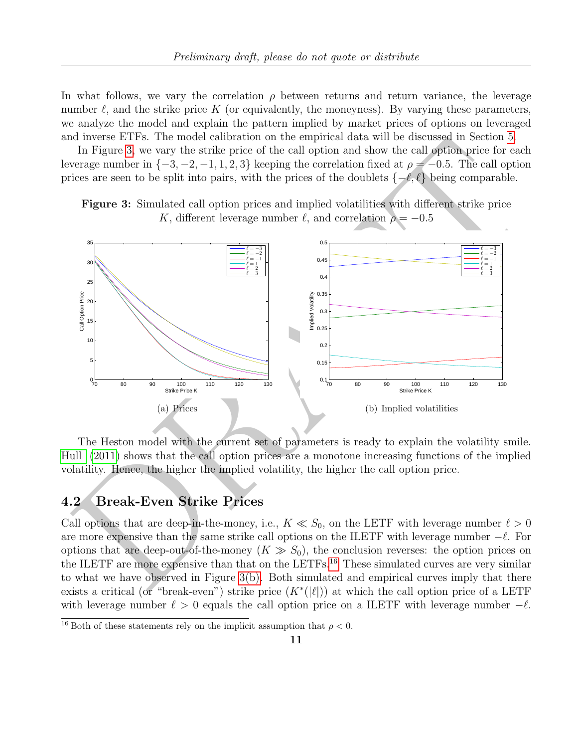In what follows, we vary the correlation $\rho$ between returns and return variance, the leverage number $\ell$, and the strike price $K$ (or equivalently, the moneyness). By varying these parameters, we analyze the model and explain the pattern implied by market prices of options on leveraged and inverse ETFs. The model calibration on the empirical data will be discussed in Section 5.

In Figure 3, we vary the strike price of the call option and show the call option price for each leverage number in $\{-3, -2, -1, 1, 2, 3\}$ keeping the correlation fixed at $\rho = -0.5$. The call option prices are seen to be split into pairs, with the prices of the doublets $\{-\ell, \ell\}$ being comparable.

**Figure 3:** Simulated call option prices and implied volatilities with different strike price $K$, different leverage number $\ell$, and correlation $\rho = -0.5$

(a) Prices

(b) Implied volatilities

The Heston model with the current set of parameters is ready to explain the volatility smile. Hull (2011) shows that the call option prices are a monotone increasing functions of the implied volatility. Hence, the higher the implied volatility, the higher the call option price.

## 4.2 Break-Even Strike Prices

Call options that are deep-in-the-money, i.e., $K \ll S_0$, on the LETF with leverage number $\ell > 0$ are more expensive than the same strike call options on the ILETF with leverage number $-\ell$. For options that are deep-out-of-the-money ($K \gg S_0$), the conclusion reverses: the option prices on the ILETF are more expensive than that on the LETFs.[16] These simulated curves are very similar to what we have observed in Figure 3(b). Both simulated and empirical curves imply that there exists a critical (or "break-even") strike price ($K^*(|\ell|)$) at which the call option price of a LETF with leverage number $\ell > 0$ equals the call option price on a ILETF with leverage number $-\ell$.

[16] Both of these statements rely on the implicit assumption that $\rho < 0$.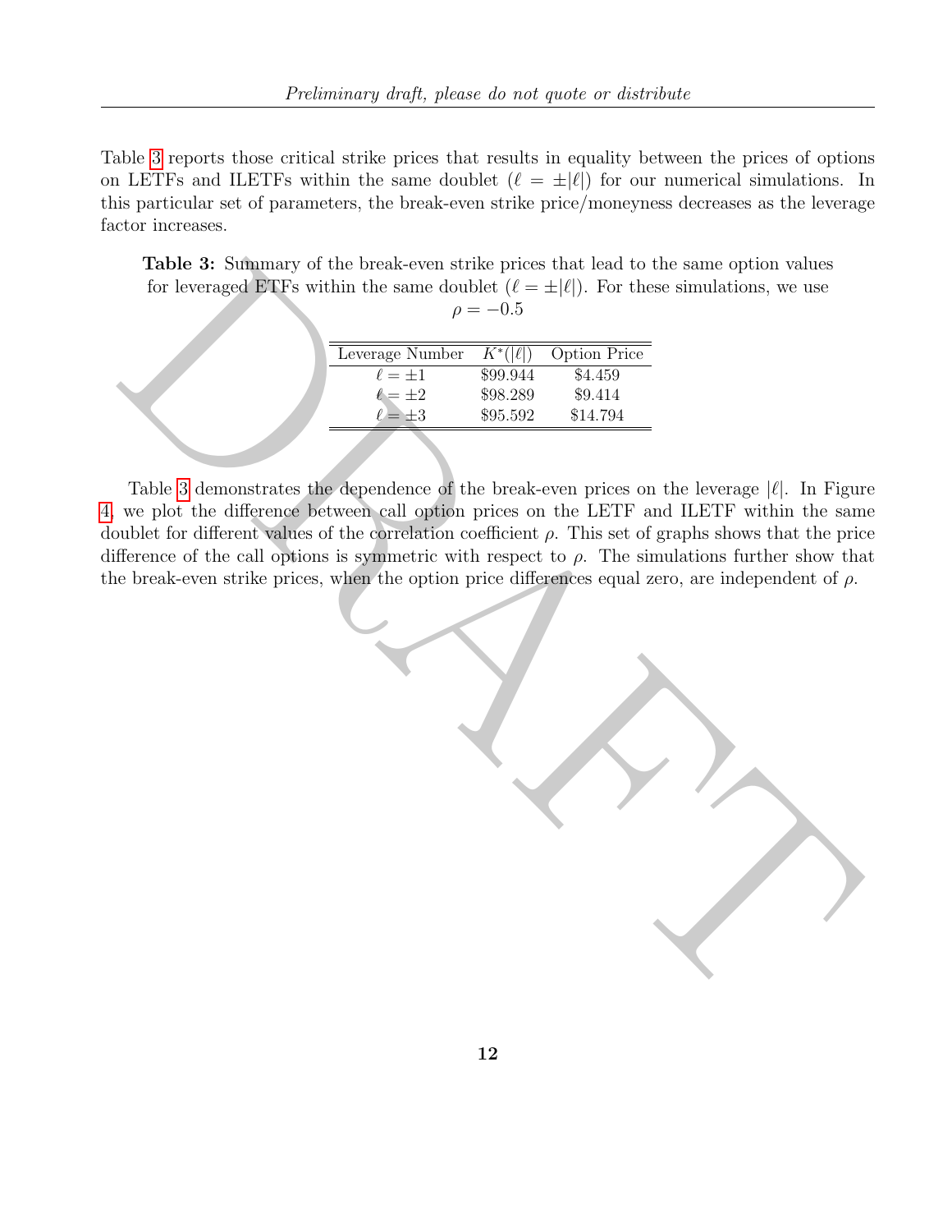Table 3 reports those critical strike prices that results in equality between the prices of options on LETFs and ILETFs within the same doublet ($\ell = \pm|\ell|$) for our numerical simulations. In this particular set of parameters, the break-even strike price/moneyness decreases as the leverage factor increases.

**Table 3:** Summary of the break-even strike prices that lead to the same option values for leveraged ETFs within the same doublet ($\ell = \pm|\ell|$). For these simulations, we use $\rho = -0.5$

| Leverage Number | $K^*(\lvert\ell\rvert)$ | Option Price |
|---|---|---|
| $\ell = \pm 1$ | \$99.944 | \$4.459 |
| $\ell = \pm 2$ | \$98.289 | \$9.414 |
| $\ell = \pm 3$ | \$95.592 | \$14.794 |

Table 3 demonstrates the dependence of the break-even prices on the leverage $|\ell|$. In Figure 4, we plot the difference between call option prices on the LETF and ILETF within the same doublet for different values of the correlation coefficient $\rho$. This set of graphs shows that the price difference of the call options is symmetric with respect to $\rho$. The simulations further show that the break-even strike prices, when the option price differences equal zero, are independent of $\rho$.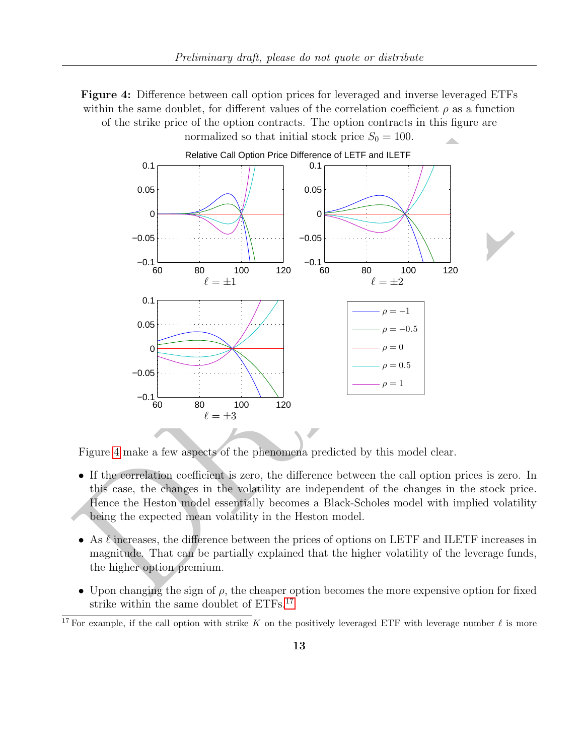**Figure 4:** Difference between call option prices for leveraged and inverse leveraged ETFs within the same doublet, for different values of the correlation coefficient $\rho$ as a function of the strike price of the option contracts. The option contracts in this figure are normalized so that initial stock price $S_0 = 100$.

Figure 4 make a few aspects of the phenomena predicted by this model clear.

- If the correlation coefficient is zero, the difference between the call option prices is zero. In this case, the changes in the volatility are independent of the changes in the stock price. Hence the Heston model essentially becomes a Black-Scholes model with implied volatility being the expected mean volatility in the Heston model.

- As $\ell$ increases, the difference between the prices of options on LETF and ILETF increases in magnitude. That can be partially explained that the higher volatility of the leverage funds, the higher option premium.

- Upon changing the sign of $\rho$, the cheaper option becomes the more expensive option for fixed strike within the same doublet of ETFs.[17]

[17] For example, if the call option with strike $K$ on the positively leveraged ETF with leverage number $\ell$ is more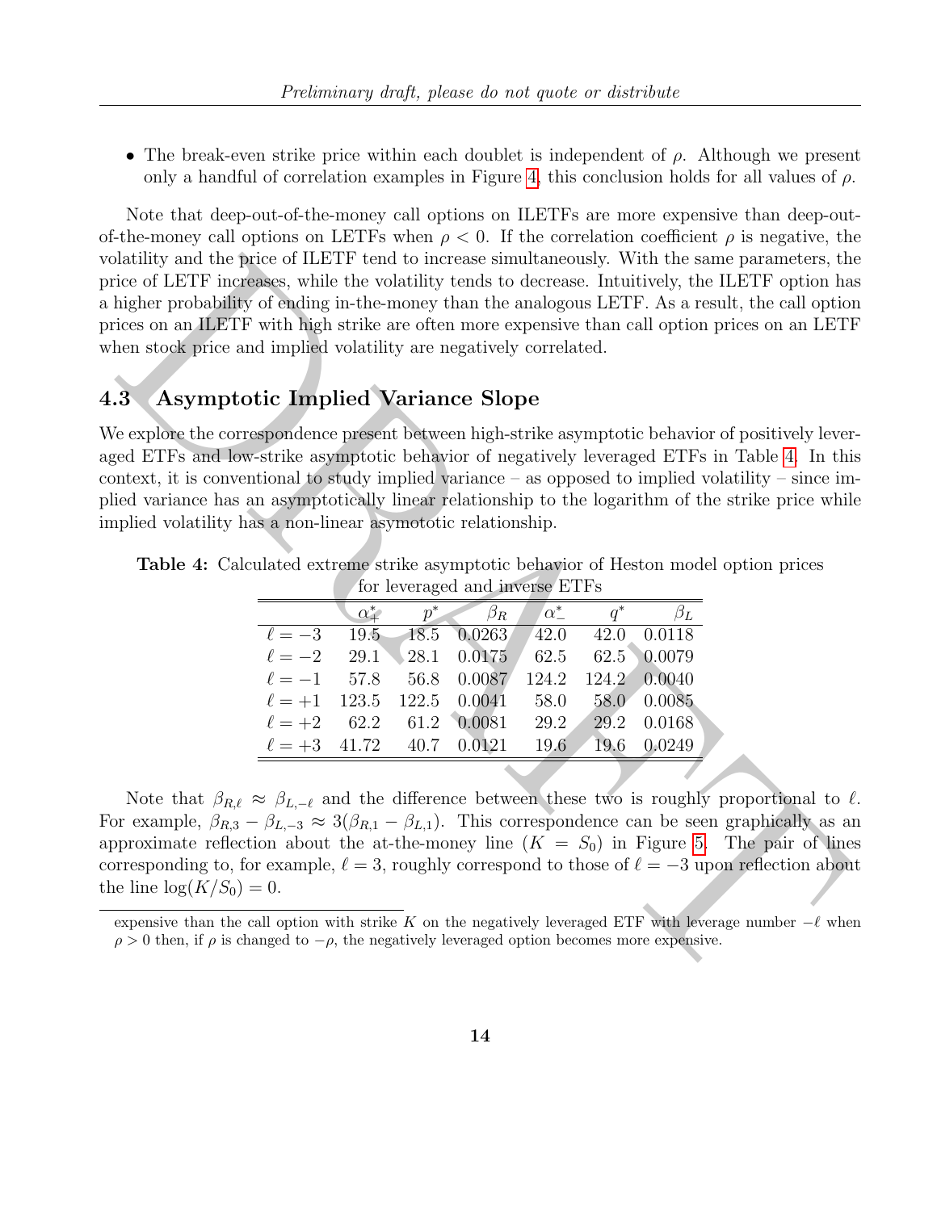- The break-even strike price within each doublet is independent of $\rho$. Although we present only a handful of correlation examples in Figure 4, this conclusion holds for all values of $\rho$.

Note that deep-out-of-the-money call options on ILETFs are more expensive than deep-out-of-the-money call options on LETFs when $\rho < 0$. If the correlation coefficient $\rho$ is negative, the volatility and the price of ILETF tend to increase simultaneously. With the same parameters, the price of LETF increases, while the volatility tends to decrease. Intuitively, the ILETF option has a higher probability of ending in-the-money than the analogous LETF. As a result, the call option prices on an ILETF with high strike are often more expensive than call option prices on an LETF when stock price and implied volatility are negatively correlated.

## 4.3 Asymptotic Implied Variance Slope

We explore the correspondence present between high-strike asymptotic behavior of positively leveraged ETFs and low-strike asymptotic behavior of negatively leveraged ETFs in Table 4. In this context, it is conventional to study implied variance – as opposed to implied volatility – since implied variance has an asymptotically linear relationship to the logarithm of the strike price while implied volatility has a non-linear asymototic relationship.

**Table 4:** Calculated extreme strike asymptotic behavior of Heston model option prices for leveraged and inverse ETFs

| | $\alpha_+^*$ | $p^*$ | $\beta_R$ | $\alpha_-^*$ | $q^*$ | $\beta_L$ |
|---|---|---|---|---|---|---|
| $\ell = -3$ | 19.5 | 18.5 | 0.0263 | 42.0 | 42.0 | 0.0118 |
| $\ell = -2$ | 29.1 | 28.1 | 0.0175 | 62.5 | 62.5 | 0.0079 |
| $\ell = -1$ | 57.8 | 56.8 | 0.0087 | 124.2 | 124.2 | 0.0040 |
| $\ell = +1$ | 123.5 | 122.5 | 0.0041 | 58.0 | 58.0 | 0.0085 |
| $\ell = +2$ | 62.2 | 61.2 | 0.0081 | 29.2 | 29.2 | 0.0168 |
| $\ell = +3$ | 41.72 | 40.7 | 0.0121 | 19.6 | 19.6 | 0.0249 |

Note that $\beta_{R,\ell} \approx \beta_{L,-\ell}$ and the difference between these two is roughly proportional to $\ell$. For example, $\beta_{R,3} - \beta_{L,-3} \approx 3(\beta_{R,1} - \beta_{L,1})$. This correspondence can be seen graphically as an approximate reflection about the at-the-money line ($K = S_0$) in Figure 5. The pair of lines corresponding to, for example, $\ell = 3$, roughly correspond to those of $\ell = -3$ upon reflection about the line $\log(K/S_0) = 0$.

expensive than the call option with strike $K$ on the negatively leveraged ETF with leverage number $-\ell$ when $\rho > 0$ then, if $\rho$ is changed to $-\rho$, the negatively leveraged option becomes more expensive.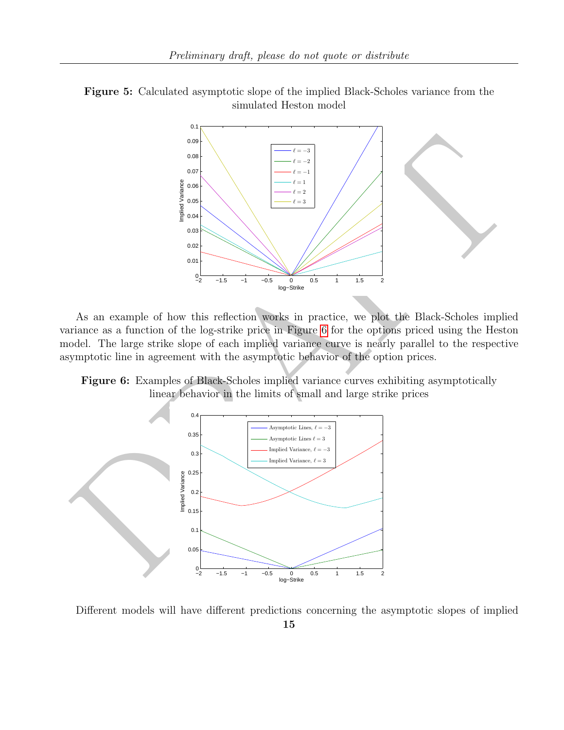**Figure 5:** Calculated asymptotic slope of the implied Black-Scholes variance from the simulated Heston model

As an example of how this reflection works in practice, we plot the Black-Scholes implied variance as a function of the log-strike price in Figure 6 for the options priced using the Heston model. The large strike slope of each implied variance curve is nearly parallel to the respective asymptotic line in agreement with the asymptotic behavior of the option prices.

**Figure 6:** Examples of Black-Scholes implied variance curves exhibiting asymptotically linear behavior in the limits of small and large strike prices

Different models will have different predictions concerning the asymptotic slopes of implied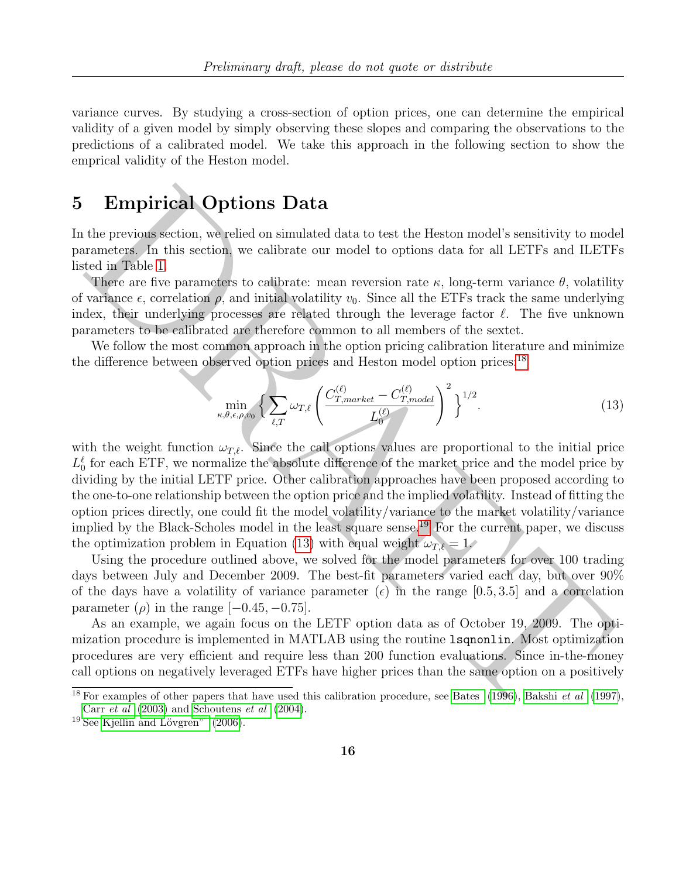variance curves. By studying a cross-section of option prices, one can determine the empirical validity of a given model by simply observing these slopes and comparing the observations to the predictions of a calibrated model. We take this approach in the following section to show the emprical validity of the Heston model.

# 5 Empirical Options Data

In the previous section, we relied on simulated data to test the Heston model's sensitivity to model parameters. In this section, we calibrate our model to options data for all LETFs and ILETFs listed in Table 1.

There are five parameters to calibrate: mean reversion rate $\kappa$, long-term variance $\theta$, volatility of variance $\epsilon$, correlation $\rho$, and initial volatility $v_0$. Since all the ETFs track the same underlying index, their underlying processes are related through the leverage factor $\ell$. The five unknown parameters to be calibrated are therefore common to all members of the sextet.

We follow the most common approach in the option pricing calibration literature and minimize the difference between observed option prices and Heston model option prices:[18]

$$\min_{\kappa,\theta,\epsilon,\rho,v_0} \left\{ \sum_{\ell,T} \omega_{T,\ell} \left( \frac{C^{(\ell)}_{T,market} - C^{(\ell)}_{T,model}}{L^{(\ell)}_0} \right)^2 \right\}^{1/2}. \tag{13}$$

with the weight function $\omega_{T,\ell}$. Since the call options values are proportional to the initial price $L^{\ell}_0$ for each ETF, we normalize the absolute difference of the market price and the model price by dividing by the initial LETF price. Other calibration approaches have been proposed according to the one-to-one relationship between the option price and the implied volatility. Instead of fitting the option prices directly, one could fit the model volatility/variance to the market volatility/variance implied by the Black-Scholes model in the least square sense.[19] For the current paper, we discuss the optimization problem in Equation (13) with equal weight $\omega_{T,\ell} = 1$.

Using the procedure outlined above, we solved for the model parameters for over 100 trading days between July and December 2009. The best-fit parameters varied each day, but over 90% of the days have a volatility of variance parameter ($\epsilon$) in the range $[0.5, 3.5]$ and a correlation parameter ($\rho$) in the range $[-0.45, -0.75]$.

As an example, we again focus on the LETF option data as of October 19, 2009. The optimization procedure is implemented in MATLAB using the routine `lsqnonlin`. Most optimization procedures are very efficient and require less than 200 function evaluations. Since in-the-money call options on negatively leveraged ETFs have higher prices than the same option on a positively

[18] For examples of other papers that have used this calibration procedure, see Bates (1996), Bakshi *et al* (1997), Carr *et al* (2003) and Schoutens *et al* (2004).

[19] See Kjellin and Lövgren" (2006).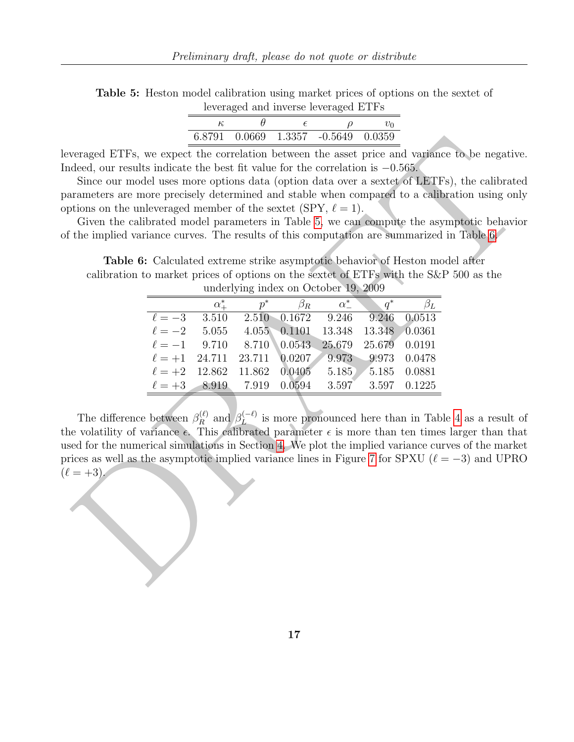**Table 5:** Heston model calibration using market prices of options on the sextet of leveraged and inverse leveraged ETFs

| $\kappa$ | $\theta$ | $\epsilon$ | $\rho$ | $v_0$ |
|---|---|---|---|---|
| 6.8791 | 0.0669 | 1.3357 | -0.5649 | 0.0359 |

leveraged ETFs, we expect the correlation between the asset price and variance to be negative. Indeed, our results indicate the best fit value for the correlation is $-0.565$.

Since our model uses more options data (option data over a sextet of LETFs), the calibrated parameters are more precisely determined and stable when compared to a calibration using only options on the unleveraged member of the sextet (SPY, $\ell = 1$).

Given the calibrated model parameters in Table 5, we can compute the asymptotic behavior of the implied variance curves. The results of this computation are summarized in Table 6.

**Table 6:** Calculated extreme strike asymptotic behavior of Heston model after calibration to market prices of options on the sextet of ETFs with the S&P 500 as the underlying index on October 19, 2009

| | $\alpha_+^*$ | $p^*$ | $\beta_R$ | $\alpha_-^*$ | $q^*$ | $\beta_L$ |
|---|---|---|---|---|---|---|
| $\ell = -3$ | 3.510 | 2.510 | 0.1672 | 9.246 | 9.246 | 0.0513 |
| $\ell = -2$ | 5.055 | 4.055 | 0.1101 | 13.348 | 13.348 | 0.0361 |
| $\ell = -1$ | 9.710 | 8.710 | 0.0543 | 25.679 | 25.679 | 0.0191 |
| $\ell = +1$ | 24.711 | 23.711 | 0.0207 | 9.973 | 9.973 | 0.0478 |
| $\ell = +2$ | 12.862 | 11.862 | 0.0405 | 5.185 | 5.185 | 0.0881 |
| $\ell = +3$ | 8.919 | 7.919 | 0.0594 | 3.597 | 3.597 | 0.1225 |

The difference between $\beta_R^{(\ell)}$ and $\beta_L^{(-\ell)}$ is more pronounced here than in Table 4 as a result of the volatility of variance $\epsilon$. This calibrated parameter $\epsilon$ is more than ten times larger than that used for the numerical simulations in Section 4. We plot the implied variance curves of the market prices as well as the asymptotic implied variance lines in Figure 7 for SPXU ($\ell = -3$) and UPRO ($\ell = +3$).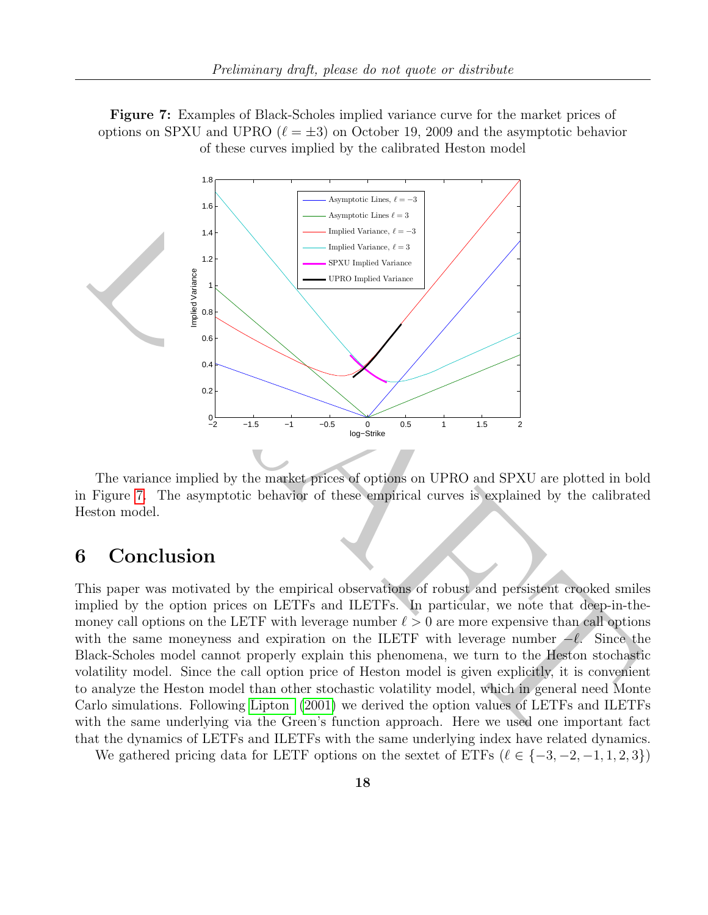**Figure 7:** Examples of Black-Scholes implied variance curve for the market prices of options on SPXU and UPRO ($\ell = \pm 3$) on October 19, 2009 and the asymptotic behavior of these curves implied by the calibrated Heston model

The variance implied by the market prices of options on UPRO and SPXU are plotted in bold in Figure 7. The asymptotic behavior of these empirical curves is explained by the calibrated Heston model.

## 6 Conclusion

This paper was motivated by the empirical observations of robust and persistent crooked smiles implied by the option prices on LETFs and ILETFs. In particular, we note that deep-in-the-money call options on the LETF with leverage number $\ell > 0$ are more expensive than call options with the same moneyness and expiration on the ILETF with leverage number $-\ell$. Since the Black-Scholes model cannot properly explain this phenomena, we turn to the Heston stochastic volatility model. Since the call option price of Heston model is given explicitly, it is convenient to analyze the Heston model than other stochastic volatility model, which in general need Monte Carlo simulations. Following Lipton (2001) we derived the option values of LETFs and ILETFs with the same underlying via the Green's function approach. Here we used one important fact that the dynamics of LETFs and ILETFs with the same underlying index have related dynamics.

We gathered pricing data for LETF options on the sextet of ETFs ($\ell \in \{-3, -2, -1, 1, 2, 3\}$)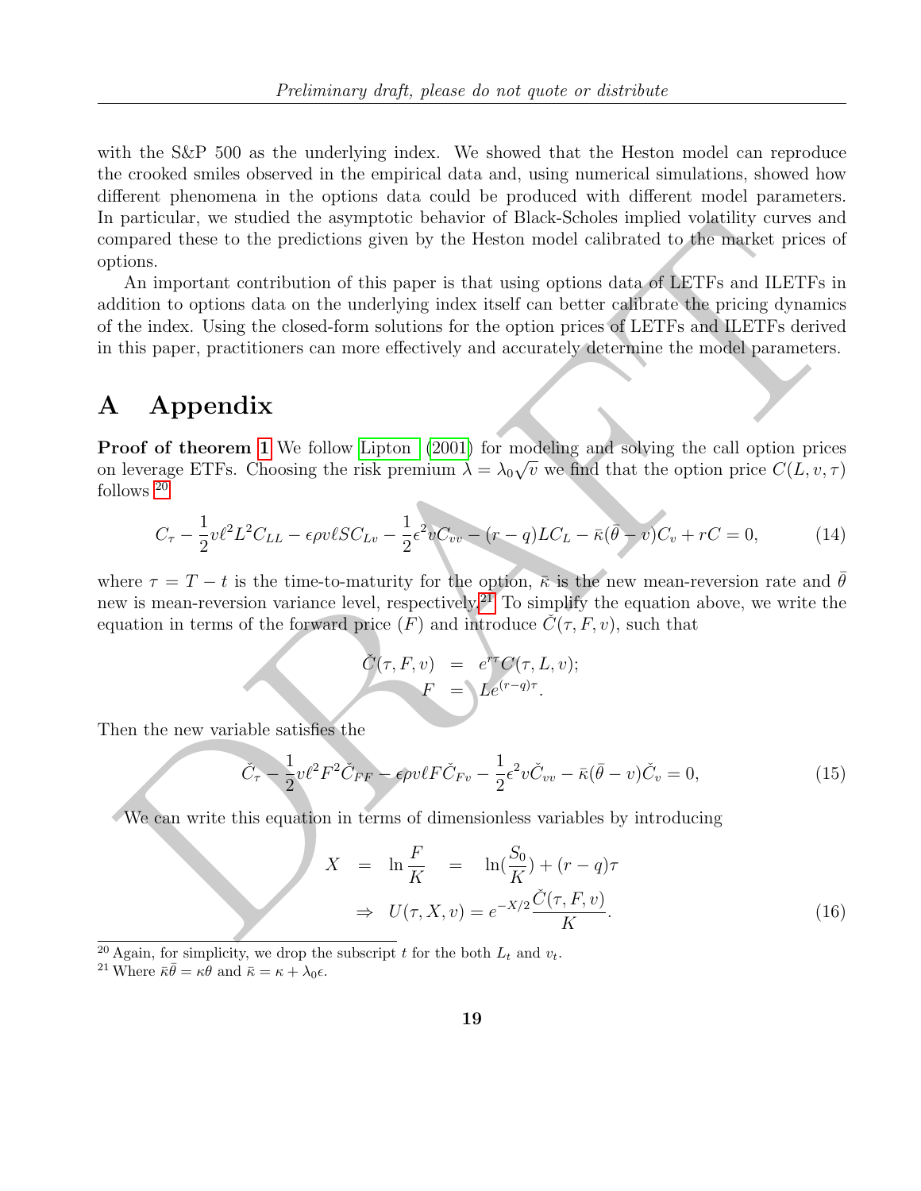with the S&P 500 as the underlying index. We showed that the Heston model can reproduce the crooked smiles observed in the empirical data and, using numerical simulations, showed how different phenomena in the options data could be produced with different model parameters. In particular, we studied the asymptotic behavior of Black-Scholes implied volatility curves and compared these to the predictions given by the Heston model calibrated to the market prices of options.

An important contribution of this paper is that using options data of LETFs and ILETFs in addition to options data on the underlying index itself can better calibrate the pricing dynamics of the index. Using the closed-form solutions for the option prices of LETFs and ILETFs derived in this paper, practitioners can more effectively and accurately determine the model parameters.

# A Appendix

**Proof of theorem 1** We follow Lipton (2001) for modeling and solving the call option prices on leverage ETFs. Choosing the risk premium $\lambda = \lambda_0\sqrt{v}$ we find that the option price $C(L, v, \tau)$ follows [20]

$$C_\tau - \frac{1}{2}v\ell^2 L^2 C_{LL} - \epsilon\rho v\ell S C_{Lv} - \frac{1}{2}\epsilon^2 v C_{vv} - (r-q)LC_L - \bar{\kappa}(\bar{\theta} - v)C_v + rC = 0, \tag{14}$$

where $\tau = T - t$ is the time-to-maturity for the option, $\bar{\kappa}$ is the new mean-reversion rate and $\bar{\theta}$ new is mean-reversion variance level, respectively.[21] To simplify the equation above, we write the equation in terms of the forward price ($F$) and introduce $\check{C}(\tau, F, v)$, such that

$$\begin{aligned} \check{C}(\tau, F, v) &= e^{r\tau}C(\tau, L, v); \\ F &= Le^{(r-q)\tau}. \end{aligned}$$

Then the new variable satisfies the

$$\check{C}_\tau - \frac{1}{2}v\ell^2 F^2 \check{C}_{FF} - \epsilon\rho v\ell F\check{C}_{Fv} - \frac{1}{2}\epsilon^2 v\check{C}_{vv} - \bar{\kappa}(\bar{\theta} - v)\check{C}_v = 0, \tag{15}$$

We can write this equation in terms of dimensionless variables by introducing

$$\begin{aligned} X \;=\; \ln\frac{F}{K} \;&=\; \ln(\frac{S_0}{K}) + (r-q)\tau \\ \Rightarrow \;\; U(\tau, X, v) &= e^{-X/2}\frac{\check{C}(\tau, F, v)}{K}. \end{aligned} \tag{16}$$

[20] Again, for simplicity, we drop the subscript $t$ for the both $L_t$ and $v_t$.

[21] Where $\bar{\kappa}\bar{\theta} = \kappa\theta$ and $\bar{\kappa} = \kappa + \lambda_0\epsilon$.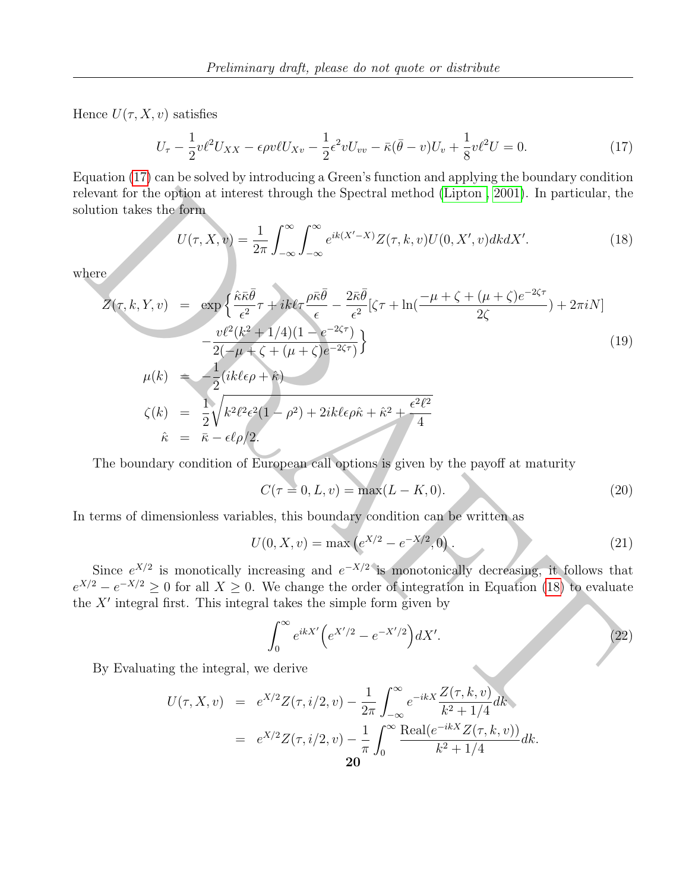Hence $U(\tau, X, v)$ satisfies

$$U_\tau - \frac{1}{2}v\ell^2 U_{XX} - \epsilon\rho v\ell U_{Xv} - \frac{1}{2}\epsilon^2 v U_{vv} - \bar{\kappa}(\bar{\theta} - v)U_v + \frac{1}{8}v\ell^2 U = 0. \tag{17}$$

Equation (17) can be solved by introducing a Green's function and applying the boundary condition relevant for the option at interest through the Spectral method (Lipton , 2001). In particular, the solution takes the form

$$U(\tau, X, v) = \frac{1}{2\pi}\int_{-\infty}^{\infty}\int_{-\infty}^{\infty} e^{ik(X'-X)} Z(\tau, k, v) U(0, X', v) dk dX'. \tag{18}$$

where

$$\begin{aligned}
Z(\tau, k, Y, v) &= \exp\Big\{\frac{\hat{\kappa}\bar{\kappa}\bar{\theta}}{\epsilon^2}\tau + ik\ell\tau\frac{\rho\bar{\kappa}\bar{\theta}}{\epsilon} - \frac{2\bar{\kappa}\bar{\theta}}{\epsilon^2}[\zeta\tau + \ln(\frac{-\mu + \zeta + (\mu+\zeta)e^{-2\zeta\tau}}{2\zeta}) + 2\pi i N] \\
&\quad - \frac{v\ell^2(k^2 + 1/4)(1 - e^{-2\zeta\tau})}{2(-\mu + \zeta + (\mu + \zeta)e^{-2\zeta\tau})}\Big\} \\
\mu(k) &= -\frac{1}{2}(ik\ell\epsilon\rho + \hat{\kappa}) \\
\zeta(k) &= \frac{1}{2}\sqrt{k^2\ell^2\epsilon^2(1-\rho^2) + 2ik\ell\epsilon\rho\hat{\kappa} + \hat{\kappa}^2 + \frac{\epsilon^2\ell^2}{4}} \\
\hat{\kappa} &= \bar{\kappa} - \epsilon\ell\rho/2.
\end{aligned} \tag{19}$$

The boundary condition of European call options is given by the payoff at maturity

$$C(\tau = 0, L, v) = \max(L - K, 0). \tag{20}$$

In terms of dimensionless variables, this boundary condition can be written as

$$U(0, X, v) = \max\left(e^{X/2} - e^{-X/2}, 0\right). \tag{21}$$

Since $e^{X/2}$ is monotically increasing and $e^{-X/2}$ is monotonically decreasing, it follows that $e^{X/2} - e^{-X/2} \geq 0$ for all $X \geq 0$. We change the order of integration in Equation (18) to evaluate the $X'$ integral first. This integral takes the simple form given by

$$\int_0^\infty e^{ikX'}\Big(e^{X'/2} - e^{-X'/2}\Big)dX'. \tag{22}$$

By Evaluating the integral, we derive

$$\begin{aligned}
U(\tau, X, v) &= e^{X/2}Z(\tau, i/2, v) - \frac{1}{2\pi}\int_{-\infty}^{\infty} e^{-ikX}\frac{Z(\tau, k, v)}{k^2 + 1/4}dk \\
&= e^{X/2}Z(\tau, i/2, v) - \frac{1}{\pi}\int_0^\infty \frac{\text{Real}(e^{-ikX}Z(\tau, k, v))}{k^2 + 1/4}dk.
\end{aligned}$$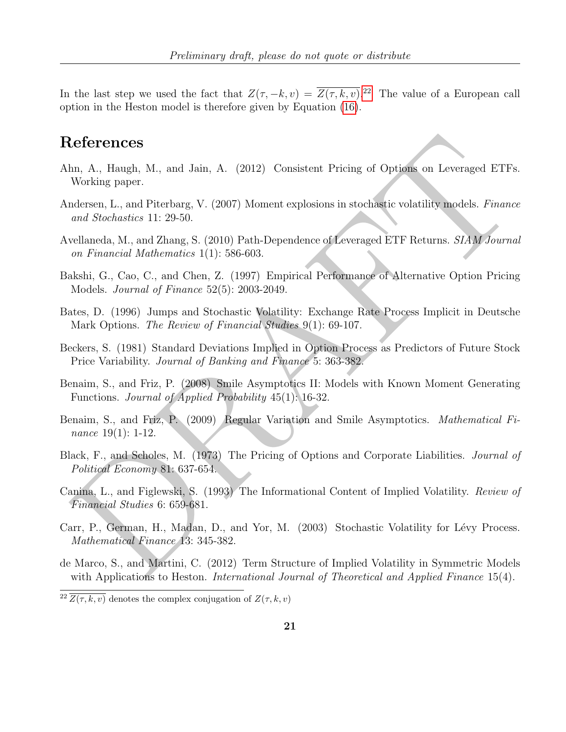In the last step we used the fact that $Z(\tau, -k, v) = \overline{Z(\tau, k, v)}$.[22] The value of a European call option in the Heston model is therefore given by Equation (16).

# References

Ahn, A., Haugh, M., and Jain, A. (2012) Consistent Pricing of Options on Leveraged ETFs. Working paper.

Andersen, L., and Piterbarg, V. (2007) Moment explosions in stochastic volatility models. *Finance and Stochastics* 11: 29-50.

Avellaneda, M., and Zhang, S. (2010) Path-Dependence of Leveraged ETF Returns. *SIAM Journal on Financial Mathematics* 1(1): 586-603.

Bakshi, G., Cao, C., and Chen, Z. (1997) Empirical Performance of Alternative Option Pricing Models. *Journal of Finance* 52(5): 2003-2049.

Bates, D. (1996) Jumps and Stochastic Volatility: Exchange Rate Process Implicit in Deutsche Mark Options. *The Review of Financial Studies* 9(1): 69-107.

Beckers, S. (1981) Standard Deviations Implied in Option Process as Predictors of Future Stock Price Variability. *Journal of Banking and Finance* 5: 363-382.

Benaim, S., and Friz, P. (2008) Smile Asymptotics II: Models with Known Moment Generating Functions. *Journal of Applied Probability* 45(1): 16-32.

Benaim, S., and Friz, P. (2009) Regular Variation and Smile Asymptotics. *Mathematical Finance* 19(1): 1-12.

Black, F., and Scholes, M. (1973) The Pricing of Options and Corporate Liabilities. *Journal of Political Economy* 81: 637-654.

Canina, L., and Figlewski, S. (1993) The Informational Content of Implied Volatility. *Review of Financial Studies* 6: 659-681.

Carr, P., German, H., Madan, D., and Yor, M. (2003) Stochastic Volatility for Lévy Process. *Mathematical Finance* 13: 345-382.

de Marco, S., and Martini, C. (2012) Term Structure of Implied Volatility in Symmetric Models with Applications to Heston. *International Journal of Theoretical and Applied Finance* 15(4).

[22] $\overline{Z(\tau, k, v)}$ denotes the complex conjugation of $Z(\tau, k, v)$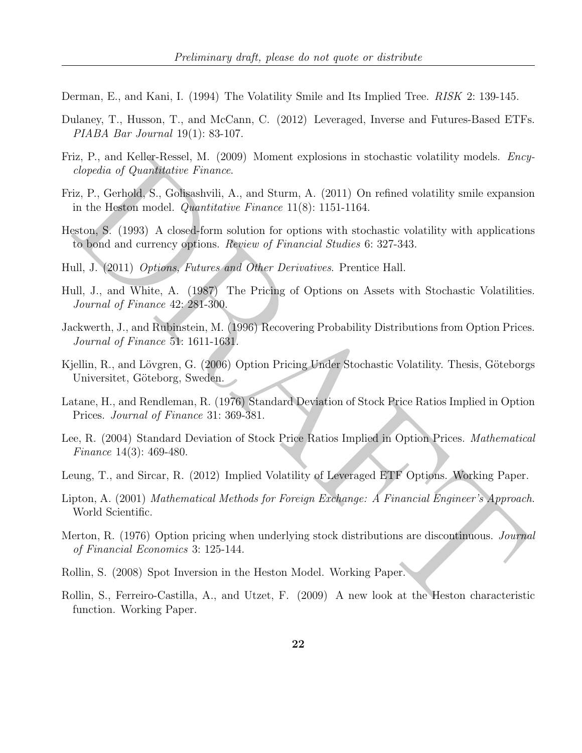Derman, E., and Kani, I. (1994) The Volatility Smile and Its Implied Tree. *RISK* 2: 139-145.

Dulaney, T., Husson, T., and McCann, C. (2012) Leveraged, Inverse and Futures-Based ETFs. *PIABA Bar Journal* 19(1): 83-107.

Friz, P., and Keller-Ressel, M. (2009) Moment explosions in stochastic volatility models. *Encyclopedia of Quantitative Finance*.

Friz, P., Gerhold, S., Golisashvili, A., and Sturm, A. (2011) On refined volatility smile expansion in the Heston model. *Quantitative Finance* 11(8): 1151-1164.

Heston, S. (1993) A closed-form solution for options with stochastic volatility with applications to bond and currency options. *Review of Financial Studies* 6: 327-343.

Hull, J. (2011) *Options, Futures and Other Derivatives*. Prentice Hall.

Hull, J., and White, A. (1987) The Pricing of Options on Assets with Stochastic Volatilities. *Journal of Finance* 42: 281-300.

Jackwerth, J., and Rubinstein, M. (1996) Recovering Probability Distributions from Option Prices. *Journal of Finance* 51: 1611-1631.

Kjellin, R., and Lövgren, G. (2006) Option Pricing Under Stochastic Volatility. Thesis, Göteborgs Universitet, Göteborg, Sweden.

Latane, H., and Rendleman, R. (1976) Standard Deviation of Stock Price Ratios Implied in Option Prices. *Journal of Finance* 31: 369-381.

Lee, R. (2004) Standard Deviation of Stock Price Ratios Implied in Option Prices. *Mathematical Finance* 14(3): 469-480.

Leung, T., and Sircar, R. (2012) Implied Volatility of Leveraged ETF Options. Working Paper.

Lipton, A. (2001) *Mathematical Methods for Foreign Exchange: A Financial Engineer's Approach*. World Scientific.

Merton, R. (1976) Option pricing when underlying stock distributions are discontinuous. *Journal of Financial Economics* 3: 125-144.

Rollin, S. (2008) Spot Inversion in the Heston Model. Working Paper.

Rollin, S., Ferreiro-Castilla, A., and Utzet, F. (2009) A new look at the Heston characteristic function. Working Paper.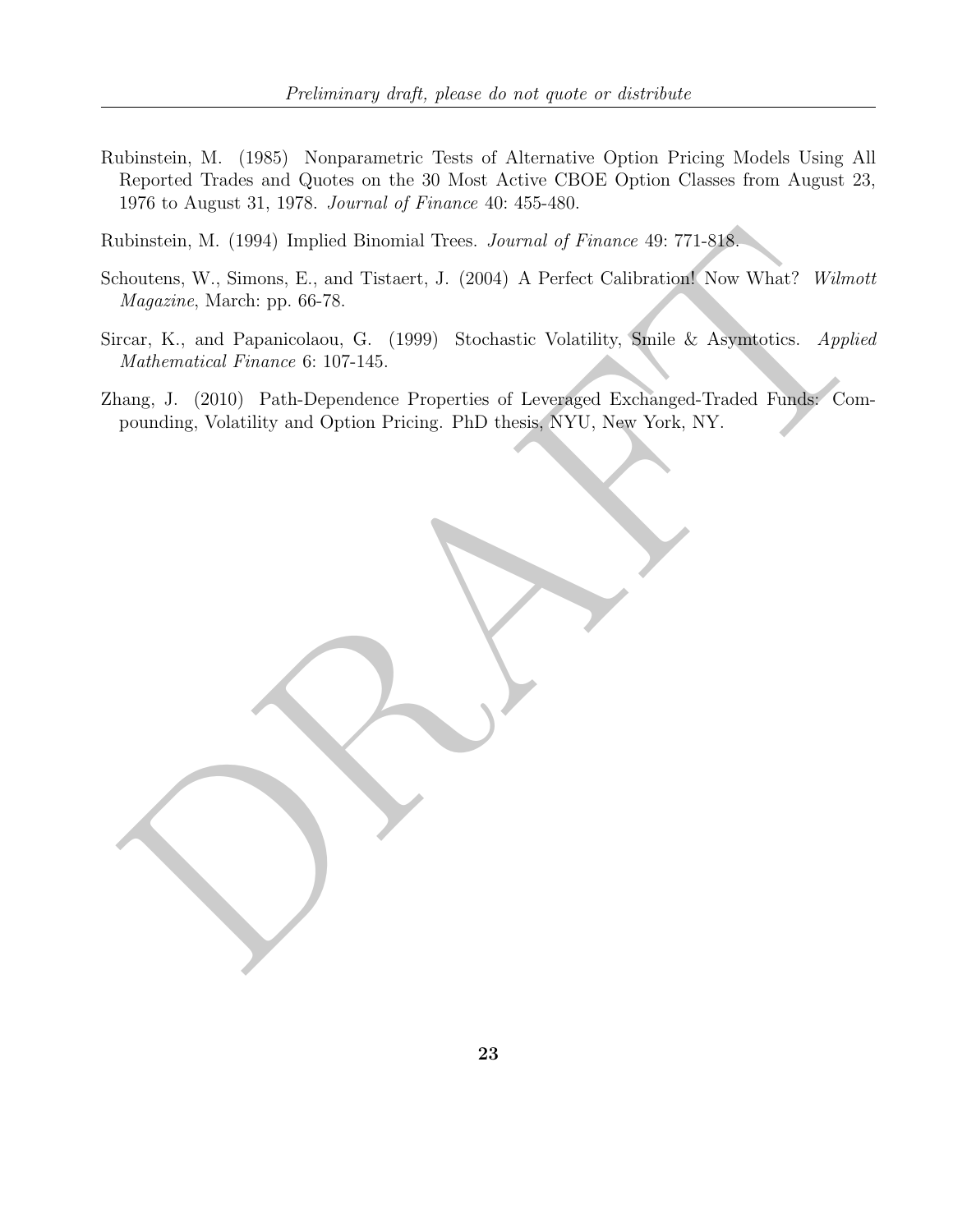Rubinstein, M. (1985) Nonparametric Tests of Alternative Option Pricing Models Using All Reported Trades and Quotes on the 30 Most Active CBOE Option Classes from August 23, 1976 to August 31, 1978. *Journal of Finance* 40: 455-480.

Rubinstein, M. (1994) Implied Binomial Trees. *Journal of Finance* 49: 771-818.

Schoutens, W., Simons, E., and Tistaert, J. (2004) A Perfect Calibration! Now What? *Wilmott Magazine*, March: pp. 66-78.

Sircar, K., and Papanicolaou, G. (1999) Stochastic Volatility, Smile & Asymtotics. *Applied Mathematical Finance* 6: 107-145.

Zhang, J. (2010) Path-Dependence Properties of Leveraged Exchanged-Traded Funds: Compounding, Volatility and Option Pricing. PhD thesis, NYU, New York, NY.